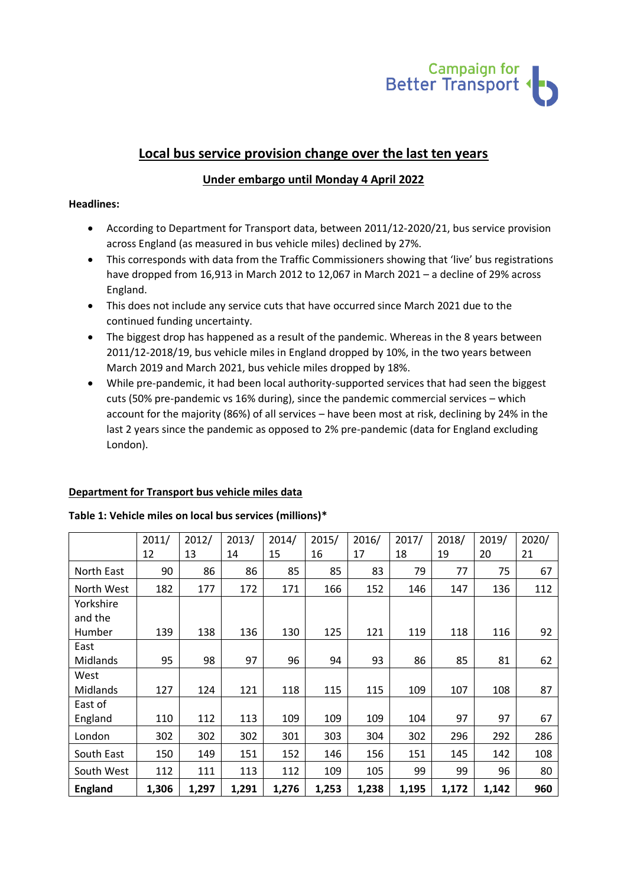# Local bus service provision change over the last ten years

## Under embargo until Monday 4 April 2022

**Headlines:**

- According to Department for Transport data, between 2011/12-2020/21, bus service provision across England (as measured in bus vehicle miles) declined by 27%.
- This corresponds with data from the Traffic Commissioners showing that 'live' bus registrations have dropped from 16,913 in March 2012 to 12,067 in March 2021 – a decline of 29% across England.
- This does not include any service cuts that have occurred since March 2021 due to the continued funding uncertainty.
- The biggest drop has happened as a result of the pandemic. Whereas in the 8 years between 2011/12-2018/19, bus vehicle miles in England dropped by 10%, in the two years between March 2019 and March 2021, bus vehicle miles dropped by 18%.
- While pre-pandemic, it had been local authority-supported services that had seen the biggest cuts (50% pre-pandemic vs 16% during), since the pandemic commercial services – which account for the majority (86%) of all services – have been most at risk, declining by 24% in the last 2 years since the pandemic as opposed to 2% pre-pandemic (data for England excluding London).

### Department for Transport bus vehicle miles data

**Table 1: Vehicle miles on local bus services (millions)***

| | 2011/12 | 2012/13 | 2013/14 | 2014/15 | 2015/16 | 2016/17 | 2017/18 | 2018/19 | 2019/20 | 2020/21 |
|---|---|---|---|---|---|---|---|---|---|---|
| North East | 90 | 86 | 86 | 85 | 85 | 83 | 79 | 77 | 75 | 67 |
| North West | 182 | 177 | 172 | 171 | 166 | 152 | 146 | 147 | 136 | 112 |
| Yorkshire and the Humber | 139 | 138 | 136 | 130 | 125 | 121 | 119 | 118 | 116 | 92 |
| East Midlands | 95 | 98 | 97 | 96 | 94 | 93 | 86 | 85 | 81 | 62 |
| West Midlands | 127 | 124 | 121 | 118 | 115 | 115 | 109 | 107 | 108 | 87 |
| East of England | 110 | 112 | 113 | 109 | 109 | 109 | 104 | 97 | 97 | 67 |
| London | 302 | 302 | 302 | 301 | 303 | 304 | 302 | 296 | 292 | 286 |
| South East | 150 | 149 | 151 | 152 | 146 | 156 | 151 | 145 | 142 | 108 |
| South West | 112 | 111 | 113 | 112 | 109 | 105 | 99 | 99 | 96 | 80 |
| **England** | **1,306** | **1,297** | **1,291** | **1,276** | **1,253** | **1,238** | **1,195** | **1,172** | **1,142** | **960** |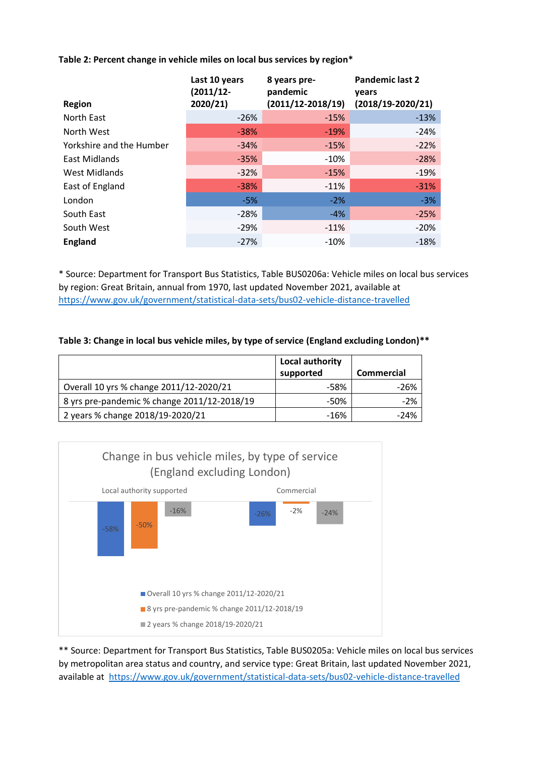**Table 2: Percent change in vehicle miles on local bus services by region***

| Region | Last 10 years (2011/12-2020/21) | 8 years pre-pandemic (2011/12-2018/19) | Pandemic last 2 years (2018/19-2020/21) |
|---|---|---|---|
| North East | -26% | -15% | -13% |
| North West | -38% | -19% | -24% |
| Yorkshire and the Humber | -34% | -15% | -22% |
| East Midlands | -35% | -10% | -28% |
| West Midlands | -32% | -15% | -19% |
| East of England | -38% | -11% | -31% |
| London | -5% | -2% | -3% |
| South East | -28% | -4% | -25% |
| South West | -29% | -11% | -20% |
| **England** | -27% | -10% | -18% |

* Source: Department for Transport Bus Statistics, Table BUS0206a: Vehicle miles on local bus services by region: Great Britain, annual from 1970, last updated November 2021, available at https://www.gov.uk/government/statistical-data-sets/bus02-vehicle-distance-travelled

**Table 3: Change in local bus vehicle miles, by type of service (England excluding London)****

| | Local authority supported | Commercial |
|---|---|---|
| Overall 10 yrs % change 2011/12-2020/21 | -58% | -26% |
| 8 yrs pre-pandemic % change 2011/12-2018/19 | -50% | -2% |
| 2 years % change 2018/19-2020/21 | -16% | -24% |

Change in bus vehicle miles, by type of service (England excluding London)

| | Local authority supported | Commercial |
|---|---|---|
| Overall 10 yrs % change 2011/12-2020/21 | -58% | -26% |
| 8 yrs pre-pandemic % change 2011/12-2018/19 | -50% | -2% |
| 2 years % change 2018/19-2020/21 | -16% | -24% |

** Source: Department for Transport Bus Statistics, Table BUS0205a: Vehicle miles on local bus services by metropolitan area status and country, and service type: Great Britain, last updated November 2021, available at https://www.gov.uk/government/statistical-data-sets/bus02-vehicle-distance-travelled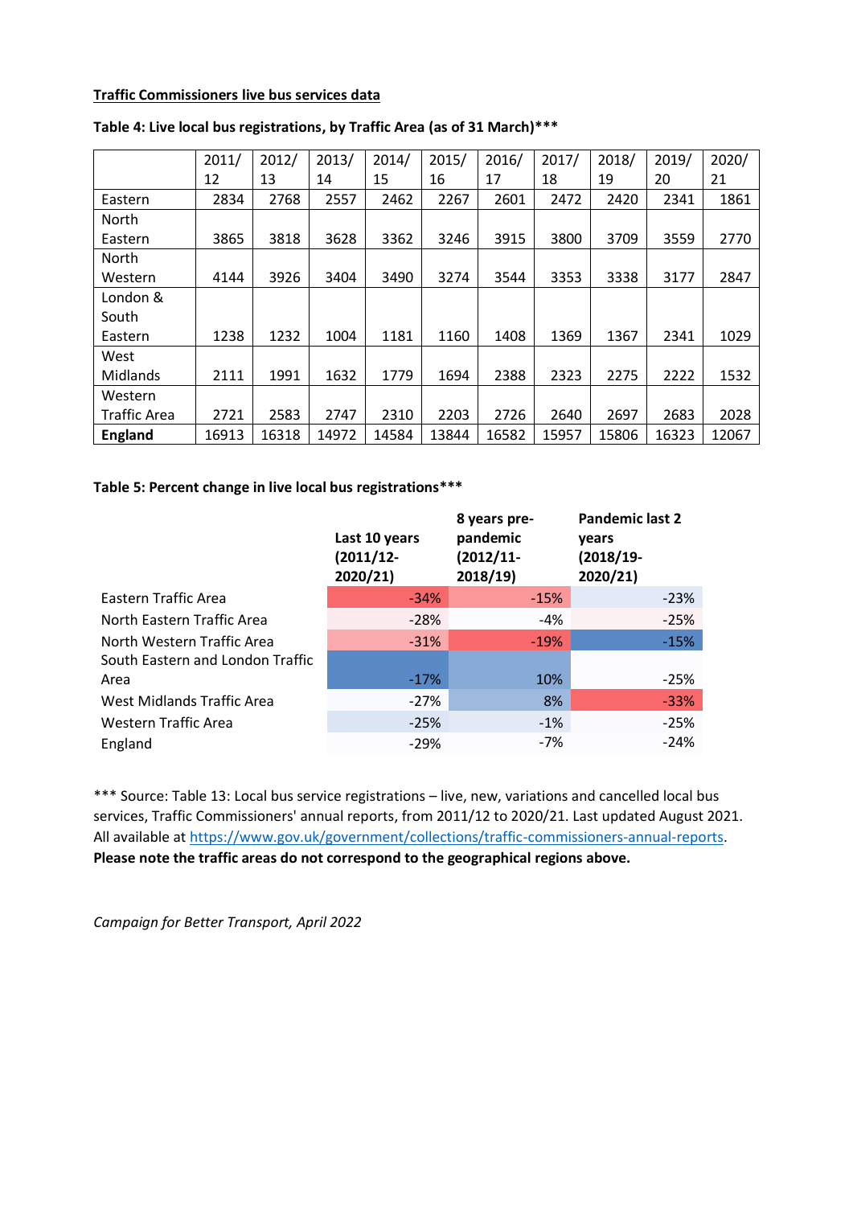**Traffic Commissioners live bus services data**

**Table 4: Live local bus registrations, by Traffic Area (as of 31 March)*****

| | 2011/ 12 | 2012/ 13 | 2013/ 14 | 2014/ 15 | 2015/ 16 | 2016/ 17 | 2017/ 18 | 2018/ 19 | 2019/ 20 | 2020/ 21 |
|---|---|---|---|---|---|---|---|---|---|---|
| Eastern | 2834 | 2768 | 2557 | 2462 | 2267 | 2601 | 2472 | 2420 | 2341 | 1861 |
| North Eastern | 3865 | 3818 | 3628 | 3362 | 3246 | 3915 | 3800 | 3709 | 3559 | 2770 |
| North Western | 4144 | 3926 | 3404 | 3490 | 3274 | 3544 | 3353 | 3338 | 3177 | 2847 |
| London & South Eastern | 1238 | 1232 | 1004 | 1181 | 1160 | 1408 | 1369 | 1367 | 2341 | 1029 |
| West Midlands | 2111 | 1991 | 1632 | 1779 | 1694 | 2388 | 2323 | 2275 | 2222 | 1532 |
| Western Traffic Area | 2721 | 2583 | 2747 | 2310 | 2203 | 2726 | 2640 | 2697 | 2683 | 2028 |
| **England** | 16913 | 16318 | 14972 | 14584 | 13844 | 16582 | 15957 | 15806 | 16323 | 12067 |

**Table 5: Percent change in live local bus registrations*****

| | **Last 10 years (2011/12-2020/21)** | **8 years pre-pandemic (2012/11-2018/19)** | **Pandemic last 2 years (2018/19-2020/21)** |
|---|---|---|---|
| Eastern Traffic Area | -34% | -15% | -23% |
| North Eastern Traffic Area | -28% | -4% | -25% |
| North Western Traffic Area | -31% | -19% | -15% |
| South Eastern and London Traffic Area | -17% | 10% | -25% |
| West Midlands Traffic Area | -27% | 8% | -33% |
| Western Traffic Area | -25% | -1% | -25% |
| England | -29% | -7% | -24% |

*** Source: Table 13: Local bus service registrations – live, new, variations and cancelled local bus services, Traffic Commissioners' annual reports, from 2011/12 to 2020/21. Last updated August 2021. All available at https://www.gov.uk/government/collections/traffic-commissioners-annual-reports. **Please note the traffic areas do not correspond to the geographical regions above.**

*Campaign for Better Transport, April 2022*